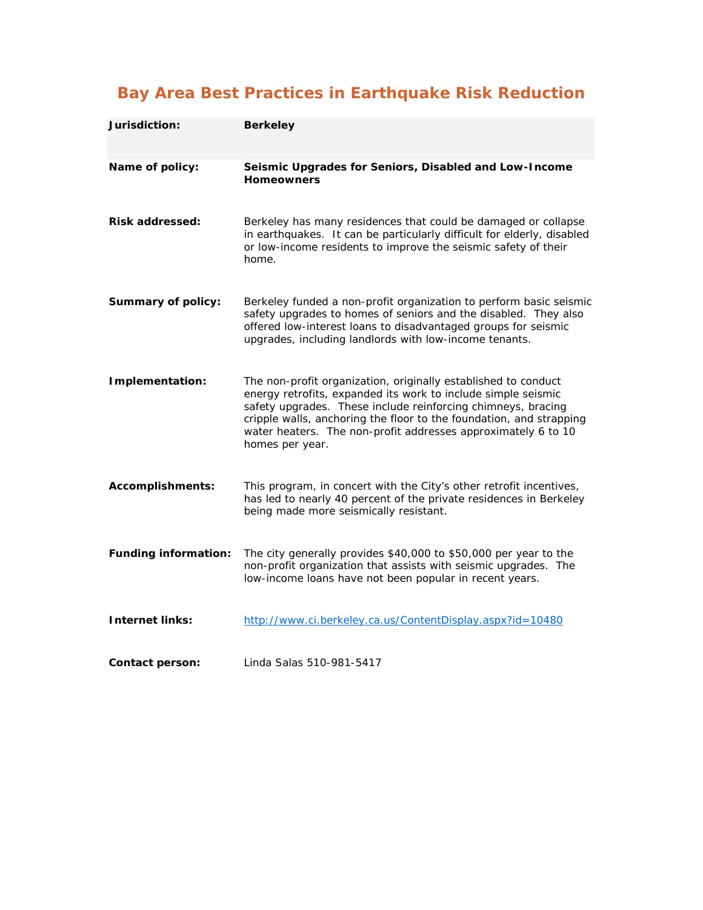# Bay Area Best Practices in Earthquake Risk Reduction

| **Jurisdiction:** | **Berkeley** |
| --- | --- |
| **Name of policy:** | **Seismic Upgrades for Seniors, Disabled and Low-Income Homeowners** |
| **Risk addressed:** | Berkeley has many residences that could be damaged or collapse in earthquakes. It can be particularly difficult for elderly, disabled or low-income residents to improve the seismic safety of their home. |
| **Summary of policy:** | Berkeley funded a non-profit organization to perform basic seismic safety upgrades to homes of seniors and the disabled. They also offered low-interest loans to disadvantaged groups for seismic upgrades, including landlords with low-income tenants. |
| **Implementation:** | The non-profit organization, originally established to conduct energy retrofits, expanded its work to include simple seismic safety upgrades. These include reinforcing chimneys, bracing cripple walls, anchoring the floor to the foundation, and strapping water heaters. The non-profit addresses approximately 6 to 10 homes per year. |
| **Accomplishments:** | This program, in concert with the City's other retrofit incentives, has led to nearly 40 percent of the private residences in Berkeley being made more seismically resistant. |
| **Funding information:** | The city generally provides $40,000 to $50,000 per year to the non-profit organization that assists with seismic upgrades. The low-income loans have not been popular in recent years. |
| **Internet links:** | http://www.ci.berkeley.ca.us/ContentDisplay.aspx?id=10480 |
| **Contact person:** | Linda Salas 510-981-5417 |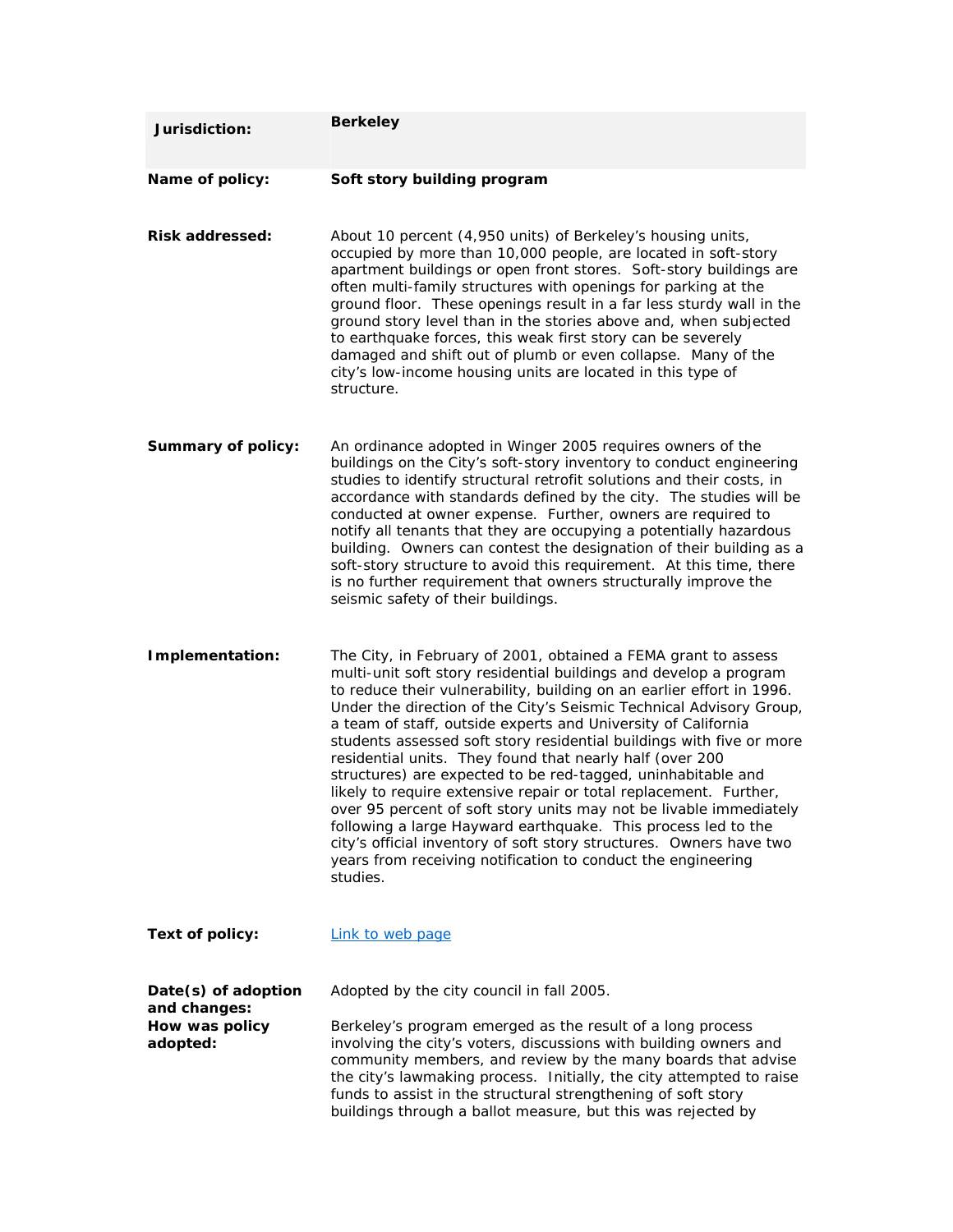| | |
|---|---|
| **Jurisdiction:** | **Berkeley** |
| **Name of policy:** | **Soft story building program** |
| **Risk addressed:** | About 10 percent (4,950 units) of Berkeley's housing units, occupied by more than 10,000 people, are located in soft-story apartment buildings or open front stores. Soft-story buildings are often multi-family structures with openings for parking at the ground floor. These openings result in a far less sturdy wall in the ground story level than in the stories above and, when subjected to earthquake forces, this weak first story can be severely damaged and shift out of plumb or even collapse. Many of the city's low-income housing units are located in this type of structure. |
| **Summary of policy:** | An ordinance adopted in Winger 2005 requires owners of the buildings on the City's soft-story inventory to conduct engineering studies to identify structural retrofit solutions and their costs, in accordance with standards defined by the city. The studies will be conducted at owner expense. Further, owners are required to notify all tenants that they are occupying a potentially hazardous building. Owners can contest the designation of their building as a soft-story structure to avoid this requirement. At this time, there is no further requirement that owners structurally improve the seismic safety of their buildings. |
| **Implementation:** | The City, in February of 2001, obtained a FEMA grant to assess multi-unit soft story residential buildings and develop a program to reduce their vulnerability, building on an earlier effort in 1996. Under the direction of the City's Seismic Technical Advisory Group, a team of staff, outside experts and University of California students assessed soft story residential buildings with five or more residential units. They found that nearly half (over 200 structures) are expected to be red-tagged, uninhabitable and likely to require extensive repair or total replacement. Further, over 95 percent of soft story units may not be livable immediately following a large Hayward earthquake. This process led to the city's official inventory of soft story structures. Owners have two years from receiving notification to conduct the engineering studies. |
| **Text of policy:** | Link to web page |
| **Date(s) of adoption and changes:** | Adopted by the city council in fall 2005. |
| **How was policy adopted:** | Berkeley's program emerged as the result of a long process involving the city's voters, discussions with building owners and community members, and review by the many boards that advise the city's lawmaking process. Initially, the city attempted to raise funds to assist in the structural strengthening of soft story buildings through a ballot measure, but this was rejected by |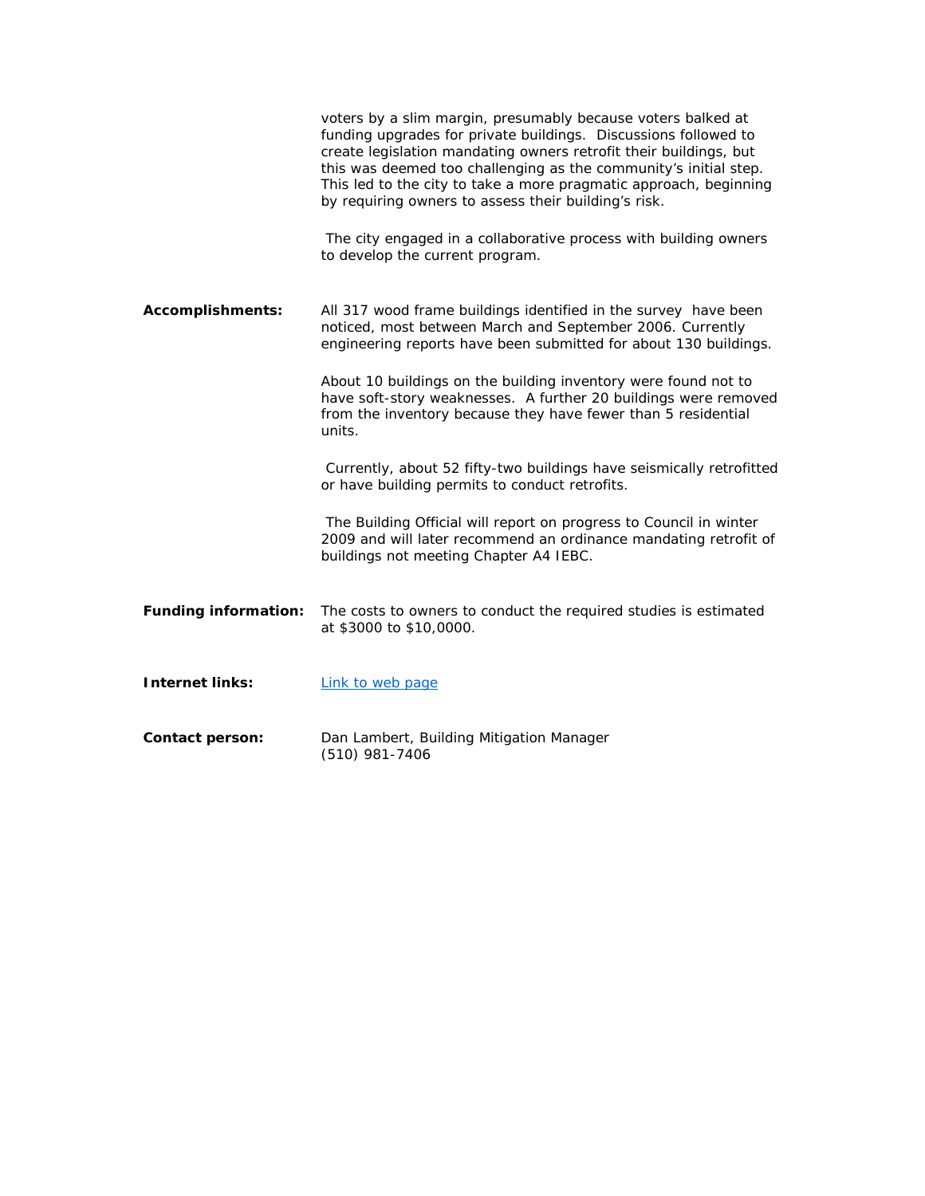voters by a slim margin, presumably because voters balked at funding upgrades for private buildings. Discussions followed to create legislation mandating owners retrofit their buildings, but this was deemed too challenging as the community's initial step. This led to the city to take a more pragmatic approach, beginning by requiring owners to assess their building's risk.

The city engaged in a collaborative process with building owners to develop the current program.

**Accomplishments:** All 317 wood frame buildings identified in the survey have been noticed, most between March and September 2006. Currently engineering reports have been submitted for about 130 buildings.

About 10 buildings on the building inventory were found not to have soft-story weaknesses. A further 20 buildings were removed from the inventory because they have fewer than 5 residential units.

Currently, about 52 fifty-two buildings have seismically retrofitted or have building permits to conduct retrofits.

The Building Official will report on progress to Council in winter 2009 and will later recommend an ordinance mandating retrofit of buildings not meeting Chapter A4 IEBC.

**Funding information:** The costs to owners to conduct the required studies is estimated at $3000 to $10,0000.

**Internet links:** [Link to web page]

**Contact person:** Dan Lambert, Building Mitigation Manager
(510) 981-7406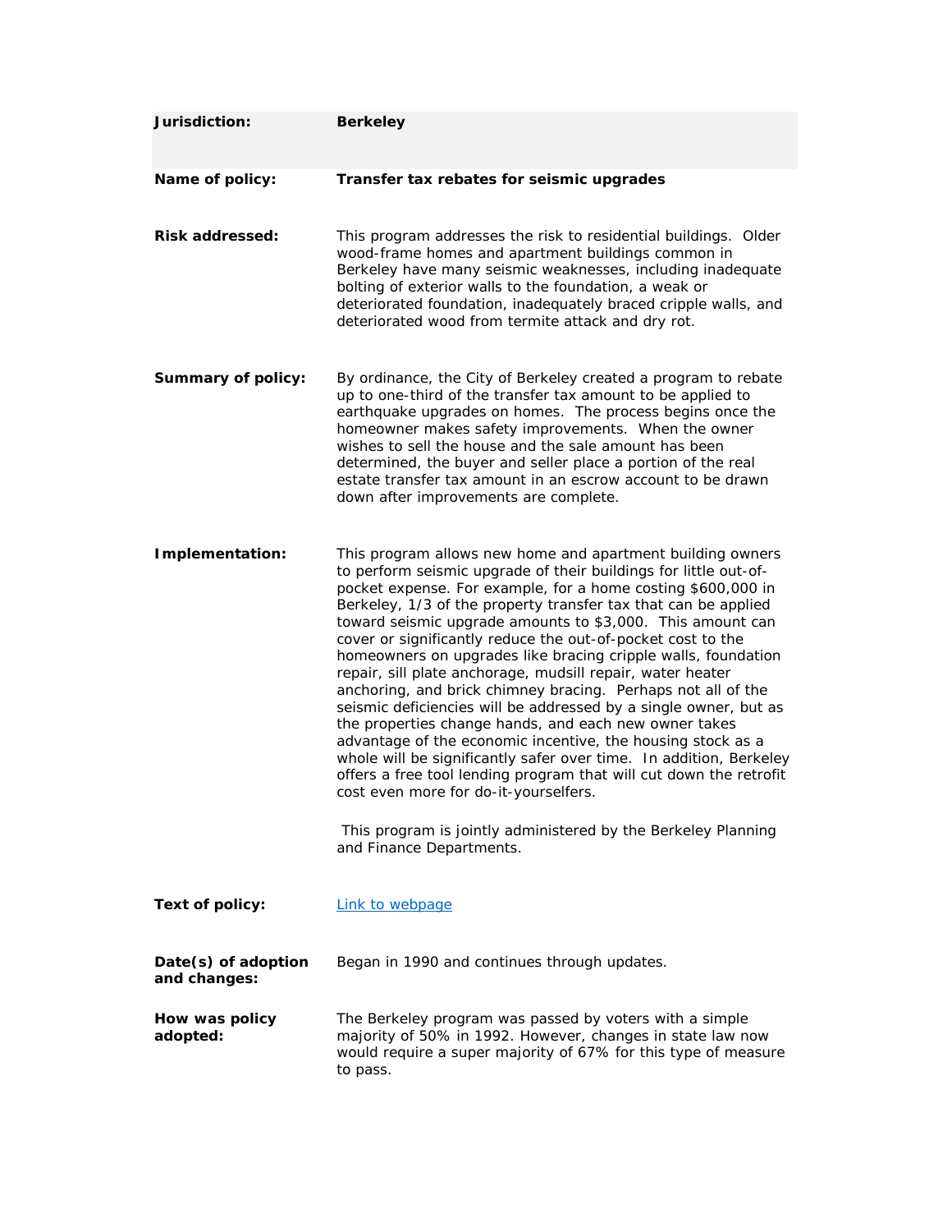| | |
|---|---|
| **Jurisdiction:** | **Berkeley** |
| **Name of policy:** | **Transfer tax rebates for seismic upgrades** |
| **Risk addressed:** | This program addresses the risk to residential buildings. Older wood-frame homes and apartment buildings common in Berkeley have many seismic weaknesses, including inadequate bolting of exterior walls to the foundation, a weak or deteriorated foundation, inadequately braced cripple walls, and deteriorated wood from termite attack and dry rot. |
| **Summary of policy:** | By ordinance, the City of Berkeley created a program to rebate up to one-third of the transfer tax amount to be applied to earthquake upgrades on homes. The process begins once the homeowner makes safety improvements. When the owner wishes to sell the house and the sale amount has been determined, the buyer and seller place a portion of the real estate transfer tax amount in an escrow account to be drawn down after improvements are complete. |
| **Implementation:** | This program allows new home and apartment building owners to perform seismic upgrade of their buildings for little out-of-pocket expense. For example, for a home costing $600,000 in Berkeley, 1/3 of the property transfer tax that can be applied toward seismic upgrade amounts to $3,000. This amount can cover or significantly reduce the out-of-pocket cost to the homeowners on upgrades like bracing cripple walls, foundation repair, sill plate anchorage, mudsill repair, water heater anchoring, and brick chimney bracing. Perhaps not all of the seismic deficiencies will be addressed by a single owner, but as the properties change hands, and each new owner takes advantage of the economic incentive, the housing stock as a whole will be significantly safer over time. In addition, Berkeley offers a free tool lending program that will cut down the retrofit cost even more for do-it-yourselfers.<br><br>This program is jointly administered by the Berkeley Planning and Finance Departments. |
| **Text of policy:** | [Link to webpage] |
| **Date(s) of adoption and changes:** | Began in 1990 and continues through updates. |
| **How was policy adopted:** | The Berkeley program was passed by voters with a simple majority of 50% in 1992. However, changes in state law now would require a super majority of 67% for this type of measure to pass. |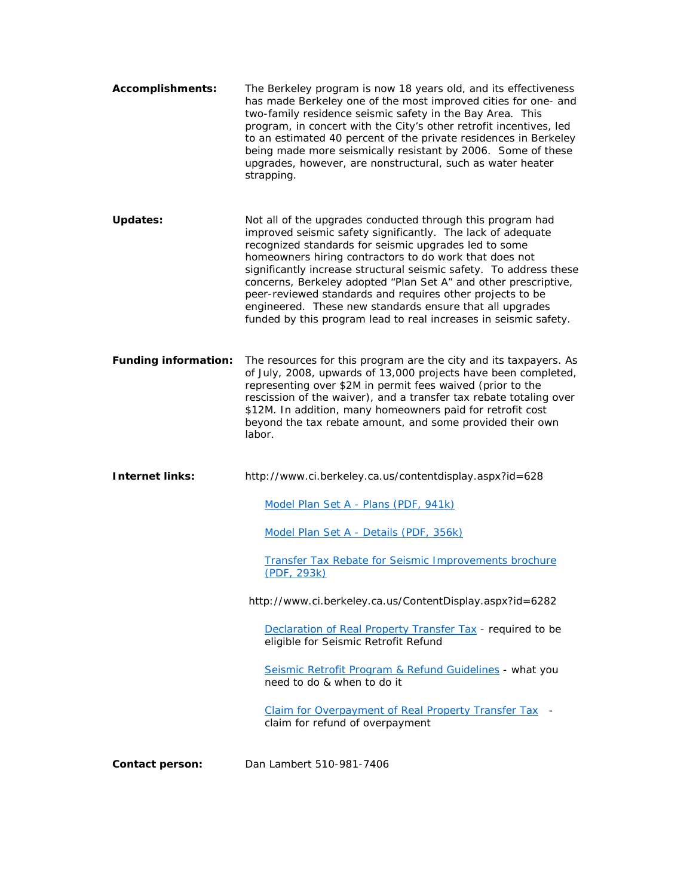**Accomplishments:** The Berkeley program is now 18 years old, and its effectiveness has made Berkeley one of the most improved cities for one- and two-family residence seismic safety in the Bay Area. This program, in concert with the City's other retrofit incentives, led to an estimated 40 percent of the private residences in Berkeley being made more seismically resistant by 2006. Some of these upgrades, however, are nonstructural, such as water heater strapping.

**Updates:** Not all of the upgrades conducted through this program had improved seismic safety significantly. The lack of adequate recognized standards for seismic upgrades led to some homeowners hiring contractors to do work that does not significantly increase structural seismic safety. To address these concerns, Berkeley adopted "Plan Set A" and other prescriptive, peer-reviewed standards and requires other projects to be engineered. These new standards ensure that all upgrades funded by this program lead to real increases in seismic safety.

**Funding information:** The resources for this program are the city and its taxpayers. As of July, 2008, upwards of 13,000 projects have been completed, representing over $2M in permit fees waived (prior to the rescission of the waiver), and a transfer tax rebate totaling over $12M. In addition, many homeowners paid for retrofit cost beyond the tax rebate amount, and some provided their own labor.

**Internet links:** http://www.ci.berkeley.ca.us/contentdisplay.aspx?id=628

- Model Plan Set A - Plans (PDF, 941k)
- Model Plan Set A - Details (PDF, 356k)
- Transfer Tax Rebate for Seismic Improvements brochure (PDF, 293k)

http://www.ci.berkeley.ca.us/ContentDisplay.aspx?id=6282

- Declaration of Real Property Transfer Tax - required to be eligible for Seismic Retrofit Refund
- Seismic Retrofit Program & Refund Guidelines - what you need to do & when to do it
- Claim for Overpayment of Real Property Transfer Tax - claim for refund of overpayment

**Contact person:** Dan Lambert 510-981-7406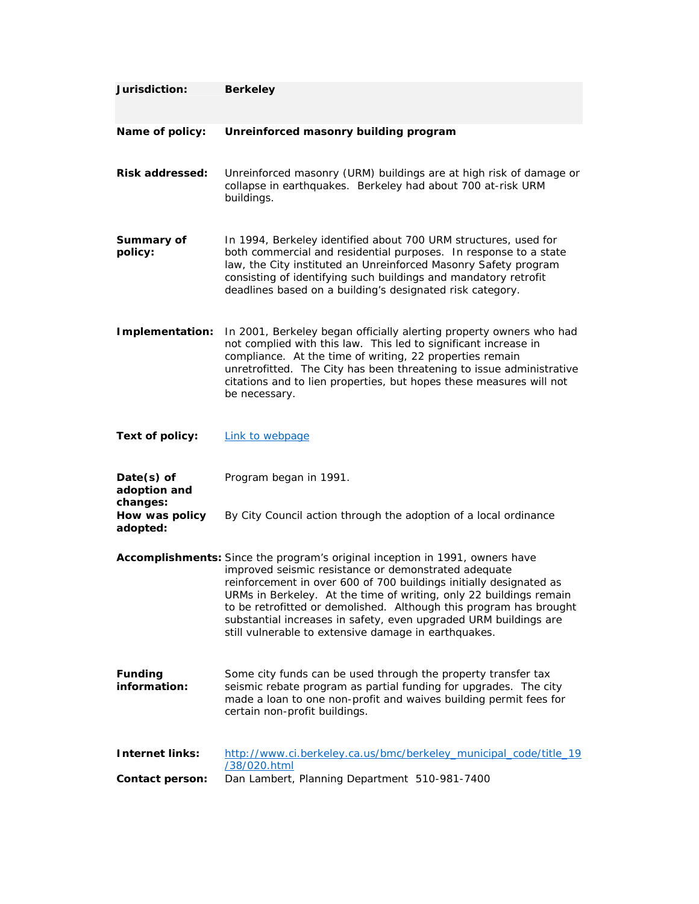| Jurisdiction: | **Berkeley** |
|---|---|
| **Name of policy:** | **Unreinforced masonry building program** |
| **Risk addressed:** | Unreinforced masonry (URM) buildings are at high risk of damage or collapse in earthquakes. Berkeley had about 700 at-risk URM buildings. |
| **Summary of policy:** | In 1994, Berkeley identified about 700 URM structures, used for both commercial and residential purposes. In response to a state law, the City instituted an Unreinforced Masonry Safety program consisting of identifying such buildings and mandatory retrofit deadlines based on a building's designated risk category. |
| **Implementation:** | In 2001, Berkeley began officially alerting property owners who had not complied with this law. This led to significant increase in compliance. At the time of writing, 22 properties remain unretrofitted. The City has been threatening to issue administrative citations and to lien properties, but hopes these measures will not be necessary. |
| **Text of policy:** | Link to webpage |
| **Date(s) of adoption and changes:** | Program began in 1991. |
| **How was policy adopted:** | By City Council action through the adoption of a local ordinance |
| **Accomplishments:** | Since the program's original inception in 1991, owners have improved seismic resistance or demonstrated adequate reinforcement in over 600 of 700 buildings initially designated as URMs in Berkeley. At the time of writing, only 22 buildings remain to be retrofitted or demolished. Although this program has brought substantial increases in safety, even upgraded URM buildings are still vulnerable to extensive damage in earthquakes. |
| **Funding information:** | Some city funds can be used through the property transfer tax seismic rebate program as partial funding for upgrades. The city made a loan to one non-profit and waives building permit fees for certain non-profit buildings. |
| **Internet links:** | http://www.ci.berkeley.ca.us/bmc/berkeley_municipal_code/title_19/38/020.html |
| **Contact person:** | Dan Lambert, Planning Department 510-981-7400 |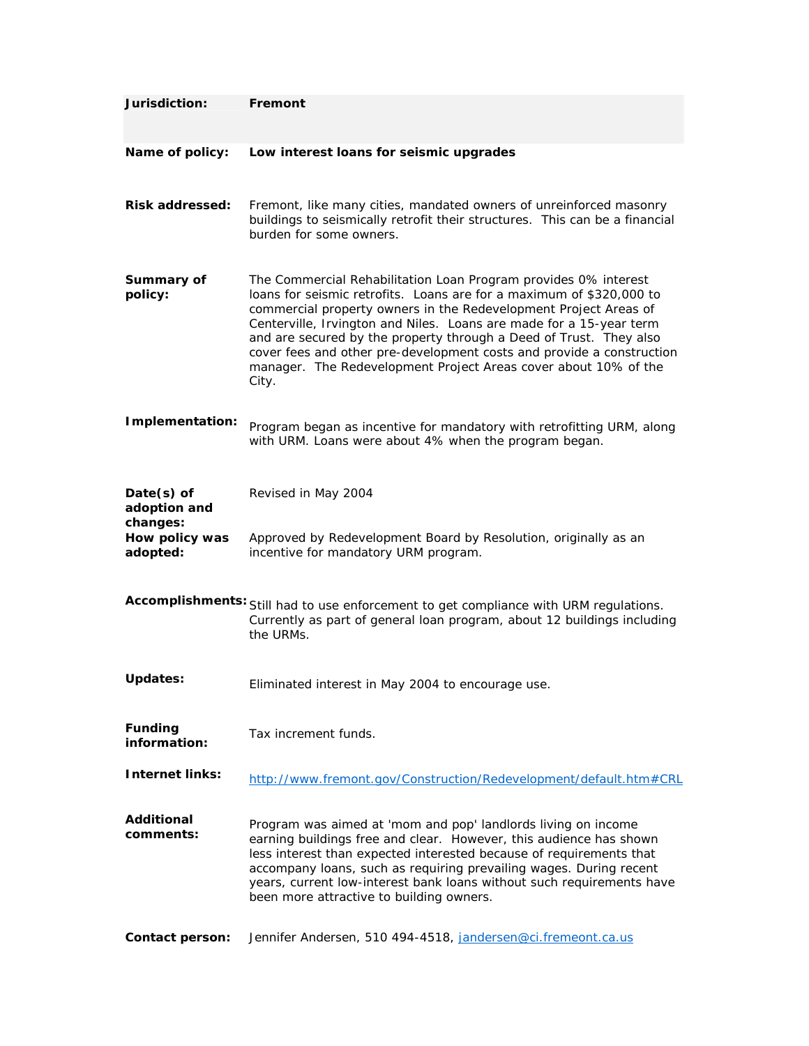| | |
|---|---|
| **Jurisdiction:** | **Fremont** |
| **Name of policy:** | **Low interest loans for seismic upgrades** |
| **Risk addressed:** | Fremont, like many cities, mandated owners of unreinforced masonry buildings to seismically retrofit their structures. This can be a financial burden for some owners. |
| **Summary of policy:** | The Commercial Rehabilitation Loan Program provides 0% interest loans for seismic retrofits. Loans are for a maximum of $320,000 to commercial property owners in the Redevelopment Project Areas of Centerville, Irvington and Niles. Loans are made for a 15-year term and are secured by the property through a Deed of Trust. They also cover fees and other pre-development costs and provide a construction manager. The Redevelopment Project Areas cover about 10% of the City. |
| **Implementation:** | Program began as incentive for mandatory with retrofitting URM, along with URM. Loans were about 4% when the program began. |
| **Date(s) of adoption and changes:** | Revised in May 2004 |
| **How policy was adopted:** | Approved by Redevelopment Board by Resolution, originally as an incentive for mandatory URM program. |
| **Accomplishments:** | Still had to use enforcement to get compliance with URM regulations. Currently as part of general loan program, about 12 buildings including the URMs. |
| **Updates:** | Eliminated interest in May 2004 to encourage use. |
| **Funding information:** | Tax increment funds. |
| **Internet links:** | http://www.fremont.gov/Construction/Redevelopment/default.htm#CRL |
| **Additional comments:** | Program was aimed at 'mom and pop' landlords living on income earning buildings free and clear. However, this audience has shown less interest than expected interested because of requirements that accompany loans, such as requiring prevailing wages. During recent years, current low-interest bank loans without such requirements have been more attractive to building owners. |
| **Contact person:** | Jennifer Andersen, 510 494-4518, jandersen@ci.fremeont.ca.us |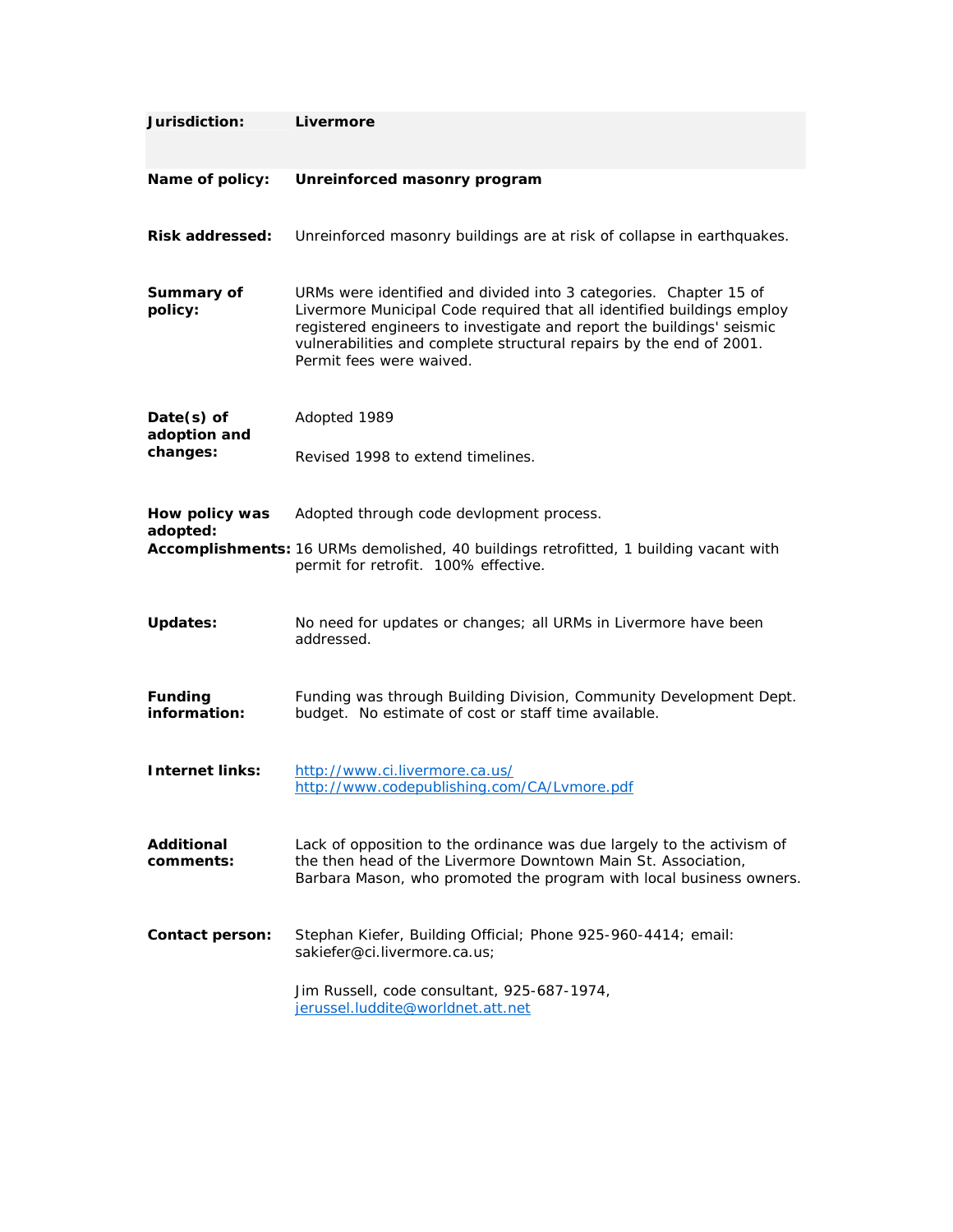| | |
|---|---|
| **Jurisdiction:** | **Livermore** |
| **Name of policy:** | **Unreinforced masonry program** |
| **Risk addressed:** | Unreinforced masonry buildings are at risk of collapse in earthquakes. |
| **Summary of policy:** | URMs were identified and divided into 3 categories. Chapter 15 of Livermore Municipal Code required that all identified buildings employ registered engineers to investigate and report the buildings' seismic vulnerabilities and complete structural repairs by the end of 2001. Permit fees were waived. |
| **Date(s) of adoption and changes:** | Adopted 1989<br><br>Revised 1998 to extend timelines. |
| **How policy was adopted:** | Adopted through code devlopment process. |
| **Accomplishments:** | 16 URMs demolished, 40 buildings retrofitted, 1 building vacant with permit for retrofit. 100% effective. |
| **Updates:** | No need for updates or changes; all URMs in Livermore have been addressed. |
| **Funding information:** | Funding was through Building Division, Community Development Dept. budget. No estimate of cost or staff time available. |
| **Internet links:** | http://www.ci.livermore.ca.us/<br>http://www.codepublishing.com/CA/Lvmore.pdf |
| **Additional comments:** | Lack of opposition to the ordinance was due largely to the activism of the then head of the Livermore Downtown Main St. Association, Barbara Mason, who promoted the program with local business owners. |
| **Contact person:** | Stephan Kiefer, Building Official; Phone 925-960-4414; email: sakiefer@ci.livermore.ca.us;<br><br>Jim Russell, code consultant, 925-687-1974, jerussel.luddite@worldnet.att.net |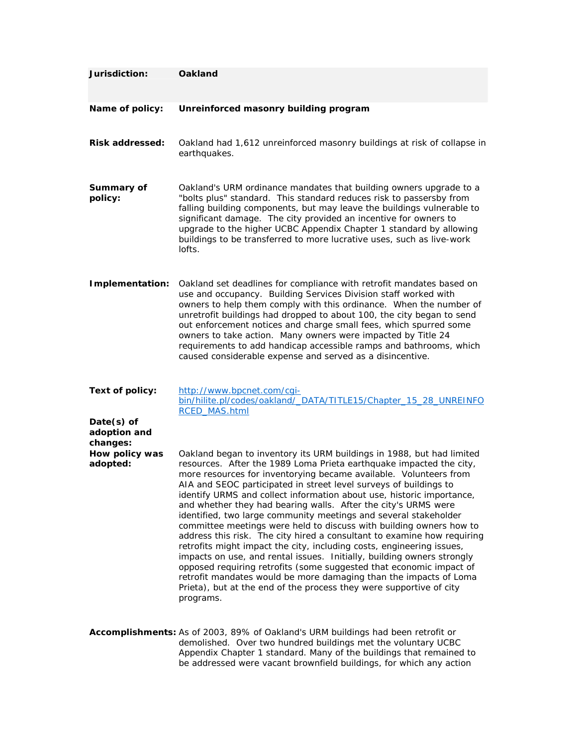| | |
|---|---|
| **Jurisdiction:** | **Oakland** |
| **Name of policy:** | **Unreinforced masonry building program** |
| **Risk addressed:** | Oakland had 1,612 unreinforced masonry buildings at risk of collapse in earthquakes. |
| **Summary of policy:** | Oakland's URM ordinance mandates that building owners upgrade to a "bolts plus" standard. This standard reduces risk to passersby from falling building components, but may leave the buildings vulnerable to significant damage. The city provided an incentive for owners to upgrade to the higher UCBC Appendix Chapter 1 standard by allowing buildings to be transferred to more lucrative uses, such as live-work lofts. |
| **Implementation:** | Oakland set deadlines for compliance with retrofit mandates based on use and occupancy. Building Services Division staff worked with owners to help them comply with this ordinance. When the number of unretrofit buildings had dropped to about 100, the city began to send out enforcement notices and charge small fees, which spurred some owners to take action. Many owners were impacted by Title 24 requirements to add handicap accessible ramps and bathrooms, which caused considerable expense and served as a disincentive. |
| **Text of policy:** | [http://www.bpcnet.com/cgi-bin/hilite.pl/codes/oakland/_DATA/TITLE15/Chapter_15_28_UNREINFORCED_MAS.html](http://www.bpcnet.com/cgi-bin/hilite.pl/codes/oakland/_DATA/TITLE15/Chapter_15_28_UNREINFORCED_MAS.html) |
| **Date(s) of adoption and changes:** | |
| **How policy was adopted:** | Oakland began to inventory its URM buildings in 1988, but had limited resources. After the 1989 Loma Prieta earthquake impacted the city, more resources for inventorying became available. Volunteers from AIA and SEOC participated in street level surveys of buildings to identify URMS and collect information about use, historic importance, and whether they had bearing walls. After the city's URMS were identified, two large community meetings and several stakeholder committee meetings were held to discuss with building owners how to address this risk. The city hired a consultant to examine how requiring retrofits might impact the city, including costs, engineering issues, impacts on use, and rental issues. Initially, building owners strongly opposed requiring retrofits (some suggested that economic impact of retrofit mandates would be more damaging than the impacts of Loma Prieta), but at the end of the process they were supportive of city programs. |
| **Accomplishments:** | As of 2003, 89% of Oakland's URM buildings had been retrofit or demolished. Over two hundred buildings met the voluntary UCBC Appendix Chapter 1 standard. Many of the buildings that remained to be addressed were vacant brownfield buildings, for which any action |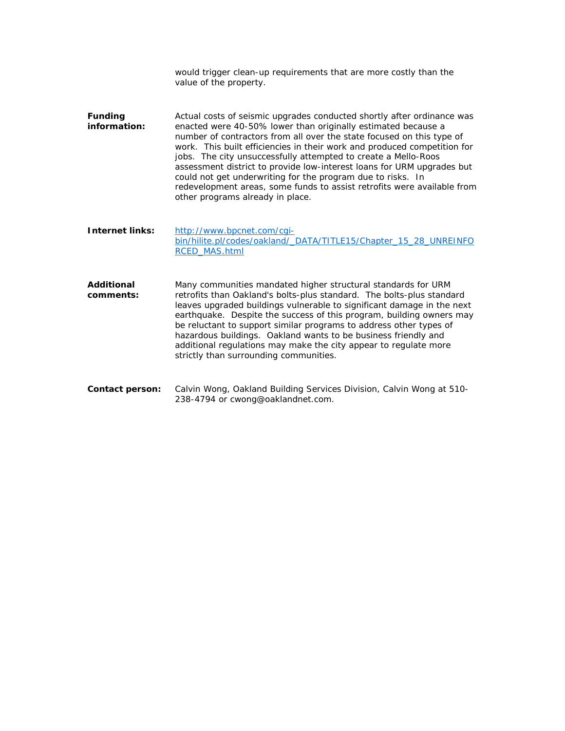would trigger clean-up requirements that are more costly than the value of the property.

**Funding information:** Actual costs of seismic upgrades conducted shortly after ordinance was enacted were 40-50% lower than originally estimated because a number of contractors from all over the state focused on this type of work. This built efficiencies in their work and produced competition for jobs. The city unsuccessfully attempted to create a Mello-Roos assessment district to provide low-interest loans for URM upgrades but could not get underwriting for the program due to risks. In redevelopment areas, some funds to assist retrofits were available from other programs already in place.

**Internet links:** http://www.bpcnet.com/cgi-bin/hilite.pl/codes/oakland/_DATA/TITLE15/Chapter_15_28_UNREINFORCED_MAS.html

**Additional comments:** Many communities mandated higher structural standards for URM retrofits than Oakland's bolts-plus standard. The bolts-plus standard leaves upgraded buildings vulnerable to significant damage in the next earthquake. Despite the success of this program, building owners may be reluctant to support similar programs to address other types of hazardous buildings. Oakland wants to be business friendly and additional regulations may make the city appear to regulate more strictly than surrounding communities.

**Contact person:** Calvin Wong, Oakland Building Services Division, Calvin Wong at 510-238-4794 or cwong@oaklandnet.com.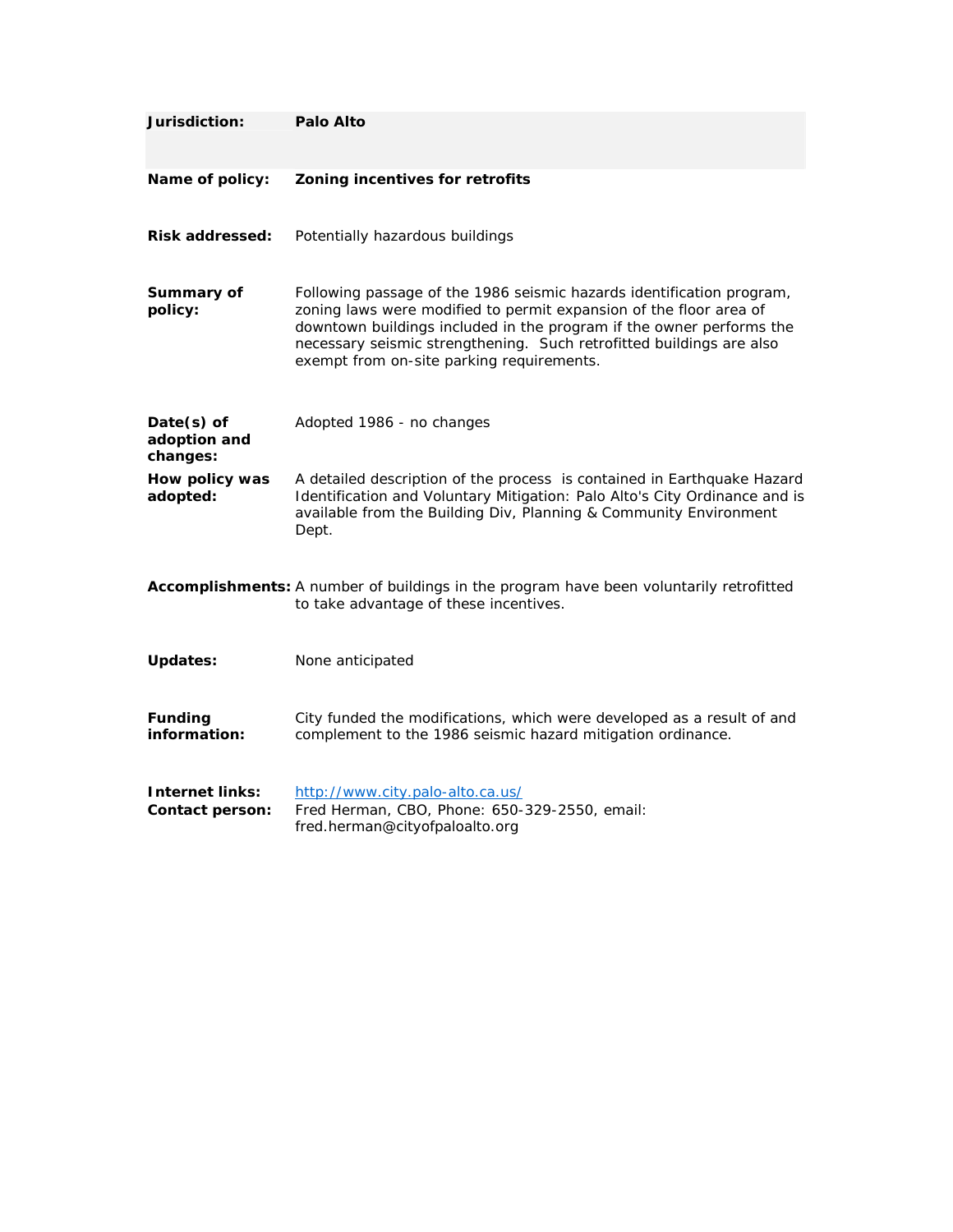| | |
|---|---|
| **Jurisdiction:** | **Palo Alto** |
| **Name of policy:** | **Zoning incentives for retrofits** |
| **Risk addressed:** | Potentially hazardous buildings |
| **Summary of policy:** | Following passage of the 1986 seismic hazards identification program, zoning laws were modified to permit expansion of the floor area of downtown buildings included in the program if the owner performs the necessary seismic strengthening. Such retrofitted buildings are also exempt from on-site parking requirements. |
| **Date(s) of adoption and changes:** | Adopted 1986 - no changes |
| **How policy was adopted:** | A detailed description of the process is contained in Earthquake Hazard Identification and Voluntary Mitigation: Palo Alto's City Ordinance and is available from the Building Div, Planning & Community Environment Dept. |
| **Accomplishments:** | A number of buildings in the program have been voluntarily retrofitted to take advantage of these incentives. |
| **Updates:** | None anticipated |
| **Funding information:** | City funded the modifications, which were developed as a result of and complement to the 1986 seismic hazard mitigation ordinance. |
| **Internet links:** | http://www.city.palo-alto.ca.us/ |
| **Contact person:** | Fred Herman, CBO, Phone: 650-329-2550, email: fred.herman@cityofpaloalto.org |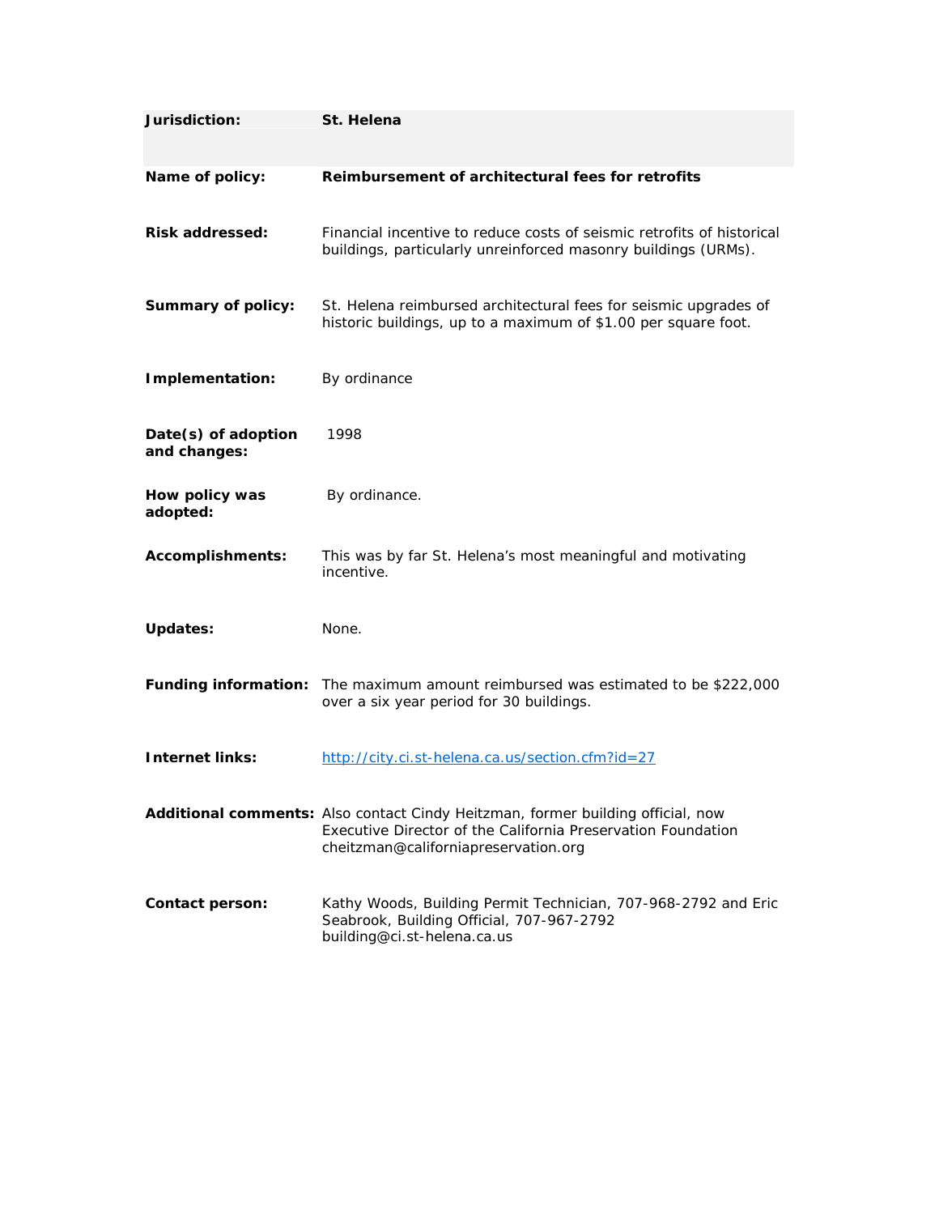| Jurisdiction: | St. Helena |
|---|---|
| Name of policy: | **Reimbursement of architectural fees for retrofits** |
| Risk addressed: | Financial incentive to reduce costs of seismic retrofits of historical buildings, particularly unreinforced masonry buildings (URMs). |
| Summary of policy: | St. Helena reimbursed architectural fees for seismic upgrades of historic buildings, up to a maximum of $1.00 per square foot. |
| Implementation: | By ordinance |
| Date(s) of adoption and changes: | 1998 |
| How policy was adopted: | By ordinance. |
| Accomplishments: | This was by far St. Helena's most meaningful and motivating incentive. |
| Updates: | None. |
| Funding information: | The maximum amount reimbursed was estimated to be $222,000 over a six year period for 30 buildings. |
| Internet links: | http://city.ci.st-helena.ca.us/section.cfm?id=27 |
| Additional comments: | Also contact Cindy Heitzman, former building official, now Executive Director of the California Preservation Foundation cheitzman@californiapreservation.org |
| Contact person: | Kathy Woods, Building Permit Technician, 707-968-2792 and Eric Seabrook, Building Official, 707-967-2792 building@ci.st-helena.ca.us |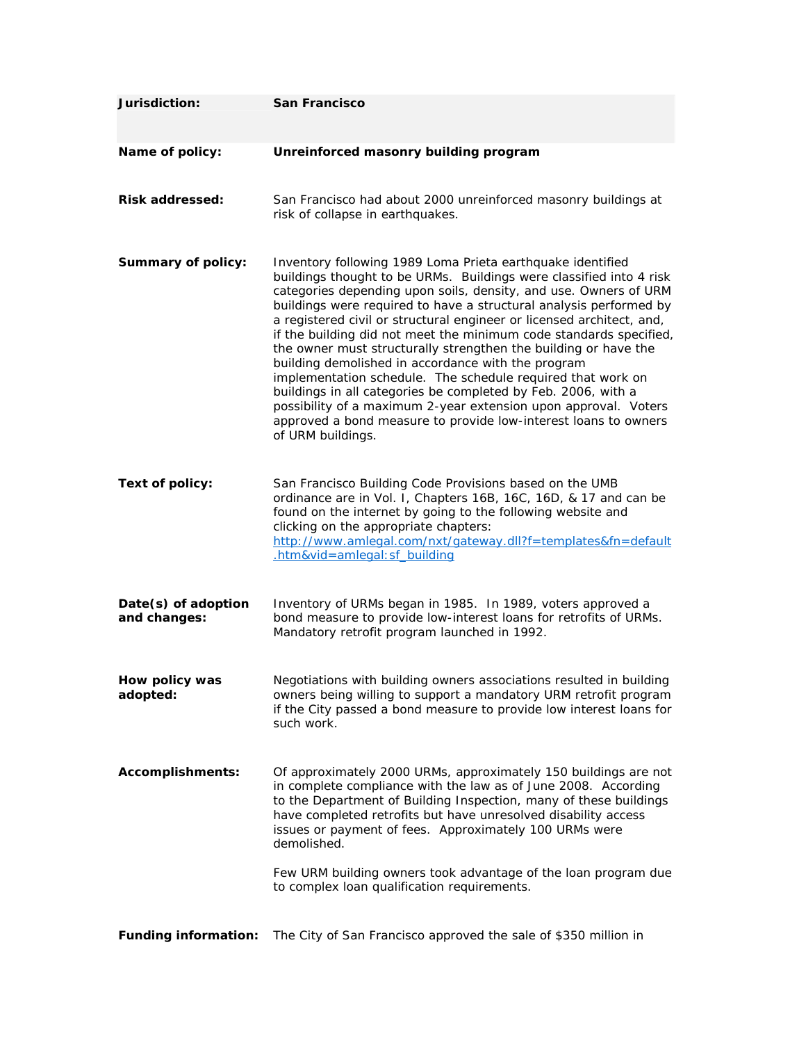| | |
|---|---|
| **Jurisdiction:** | **San Francisco** |
| **Name of policy:** | **Unreinforced masonry building program** |
| **Risk addressed:** | San Francisco had about 2000 unreinforced masonry buildings at risk of collapse in earthquakes. |
| **Summary of policy:** | Inventory following 1989 Loma Prieta earthquake identified buildings thought to be URMs. Buildings were classified into 4 risk categories depending upon soils, density, and use. Owners of URM buildings were required to have a structural analysis performed by a registered civil or structural engineer or licensed architect, and, if the building did not meet the minimum code standards specified, the owner must structurally strengthen the building or have the building demolished in accordance with the program implementation schedule. The schedule required that work on buildings in all categories be completed by Feb. 2006, with a possibility of a maximum 2-year extension upon approval. Voters approved a bond measure to provide low-interest loans to owners of URM buildings. |
| **Text of policy:** | San Francisco Building Code Provisions based on the UMB ordinance are in Vol. I, Chapters 16B, 16C, 16D, & 17 and can be found on the internet by going to the following website and clicking on the appropriate chapters: [http://www.amlegal.com/nxt/gateway.dll?f=templates&fn=default.htm&vid=amlegal:sf_building](http://www.amlegal.com/nxt/gateway.dll?f=templates&fn=default.htm&vid=amlegal:sf_building) |
| **Date(s) of adoption and changes:** | Inventory of URMs began in 1985. In 1989, voters approved a bond measure to provide low-interest loans for retrofits of URMs. Mandatory retrofit program launched in 1992. |
| **How policy was adopted:** | Negotiations with building owners associations resulted in building owners being willing to support a mandatory URM retrofit program if the City passed a bond measure to provide low interest loans for such work. |
| **Accomplishments:** | Of approximately 2000 URMs, approximately 150 buildings are not in complete compliance with the law as of June 2008. According to the Department of Building Inspection, many of these buildings have completed retrofits but have unresolved disability access issues or payment of fees. Approximately 100 URMs were demolished.<br><br>Few URM building owners took advantage of the loan program due to complex loan qualification requirements. |
| **Funding information:** | The City of San Francisco approved the sale of $350 million in |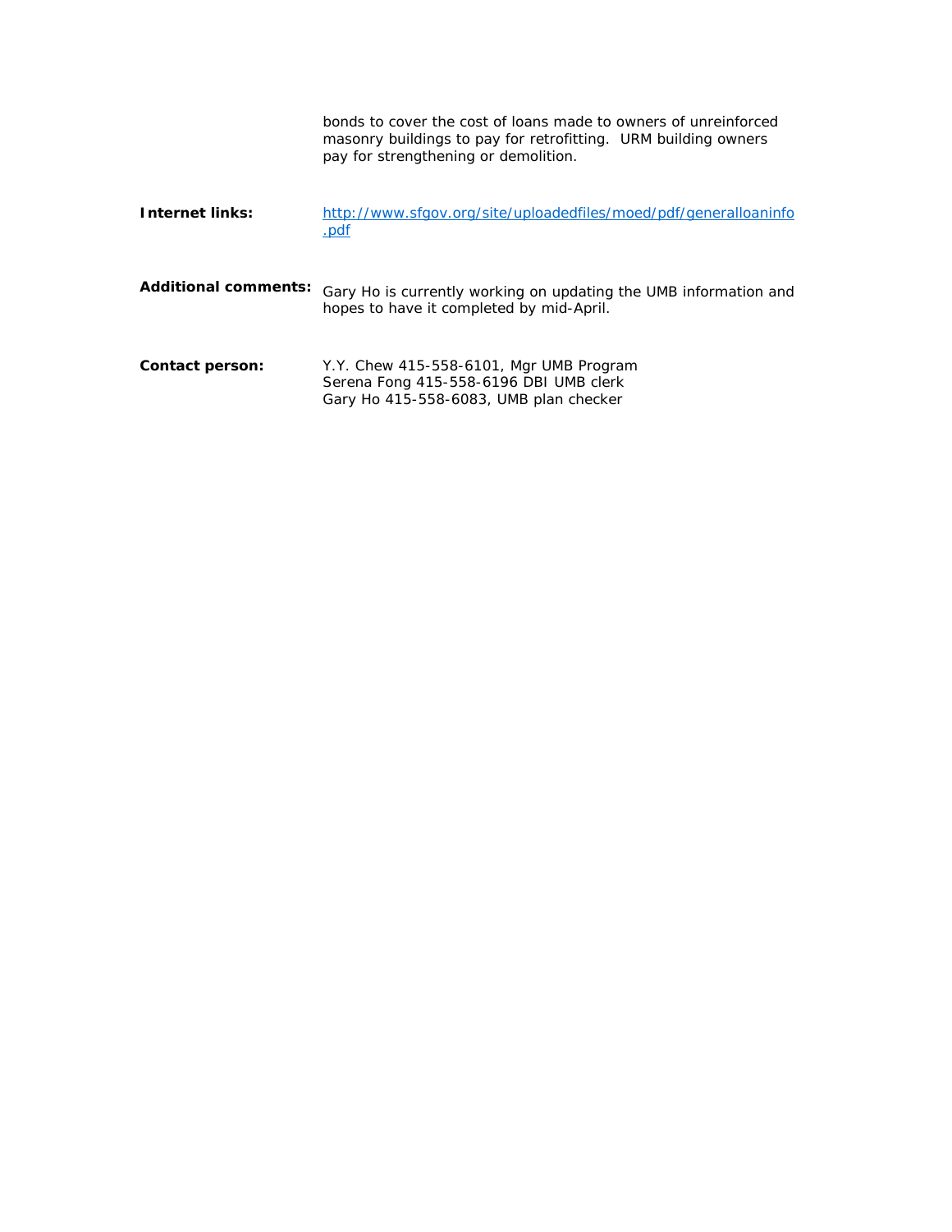| | |
|---|---|
| | bonds to cover the cost of loans made to owners of unreinforced masonry buildings to pay for retrofitting. URM building owners pay for strengthening or demolition. |
| **Internet links:** | [http://www.sfgov.org/site/uploadedfiles/moed/pdf/generalloaninfo.pdf](http://www.sfgov.org/site/uploadedfiles/moed/pdf/generalloaninfo.pdf) |
| **Additional comments:** | Gary Ho is currently working on updating the UMB information and hopes to have it completed by mid-April. |
| **Contact person:** | Y.Y. Chew 415-558-6101, Mgr UMB Program<br>Serena Fong 415-558-6196 DBI UMB clerk<br>Gary Ho 415-558-6083, UMB plan checker |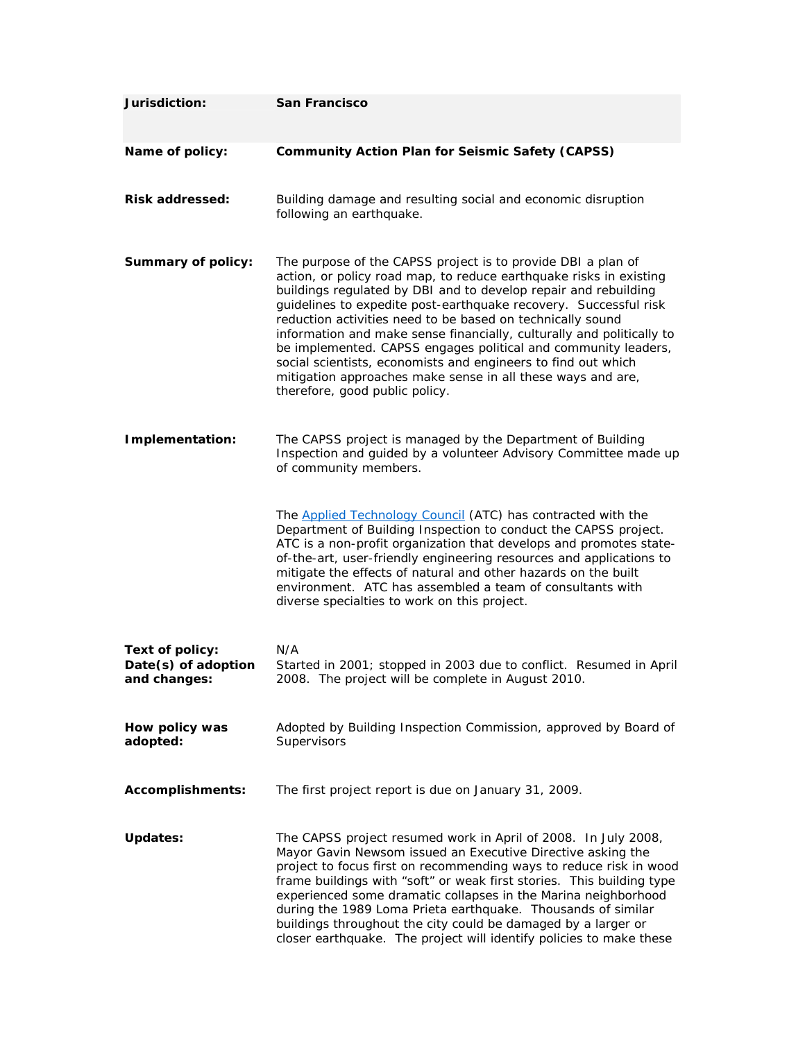| | |
|---|---|
| **Jurisdiction:** | **San Francisco** |
| **Name of policy:** | **Community Action Plan for Seismic Safety (CAPSS)** |
| **Risk addressed:** | Building damage and resulting social and economic disruption following an earthquake. |
| **Summary of policy:** | The purpose of the CAPSS project is to provide DBI a plan of action, or policy road map, to reduce earthquake risks in existing buildings regulated by DBI and to develop repair and rebuilding guidelines to expedite post-earthquake recovery. Successful risk reduction activities need to be based on technically sound information and make sense financially, culturally and politically to be implemented. CAPSS engages political and community leaders, social scientists, economists and engineers to find out which mitigation approaches make sense in all these ways and are, therefore, good public policy. |
| **Implementation:** | The CAPSS project is managed by the Department of Building Inspection and guided by a volunteer Advisory Committee made up of community members.<br><br>The Applied Technology Council (ATC) has contracted with the Department of Building Inspection to conduct the CAPSS project. ATC is a non-profit organization that develops and promotes state-of-the-art, user-friendly engineering resources and applications to mitigate the effects of natural and other hazards on the built environment. ATC has assembled a team of consultants with diverse specialties to work on this project. |
| **Text of policy:** | N/A |
| **Date(s) of adoption and changes:** | Started in 2001; stopped in 2003 due to conflict. Resumed in April 2008. The project will be complete in August 2010. |
| **How policy was adopted:** | Adopted by Building Inspection Commission, approved by Board of Supervisors |
| **Accomplishments:** | The first project report is due on January 31, 2009. |
| **Updates:** | The CAPSS project resumed work in April of 2008. In July 2008, Mayor Gavin Newsom issued an Executive Directive asking the project to focus first on recommending ways to reduce risk in wood frame buildings with "soft" or weak first stories. This building type experienced some dramatic collapses in the Marina neighborhood during the 1989 Loma Prieta earthquake. Thousands of similar buildings throughout the city could be damaged by a larger or closer earthquake. The project will identify policies to make these |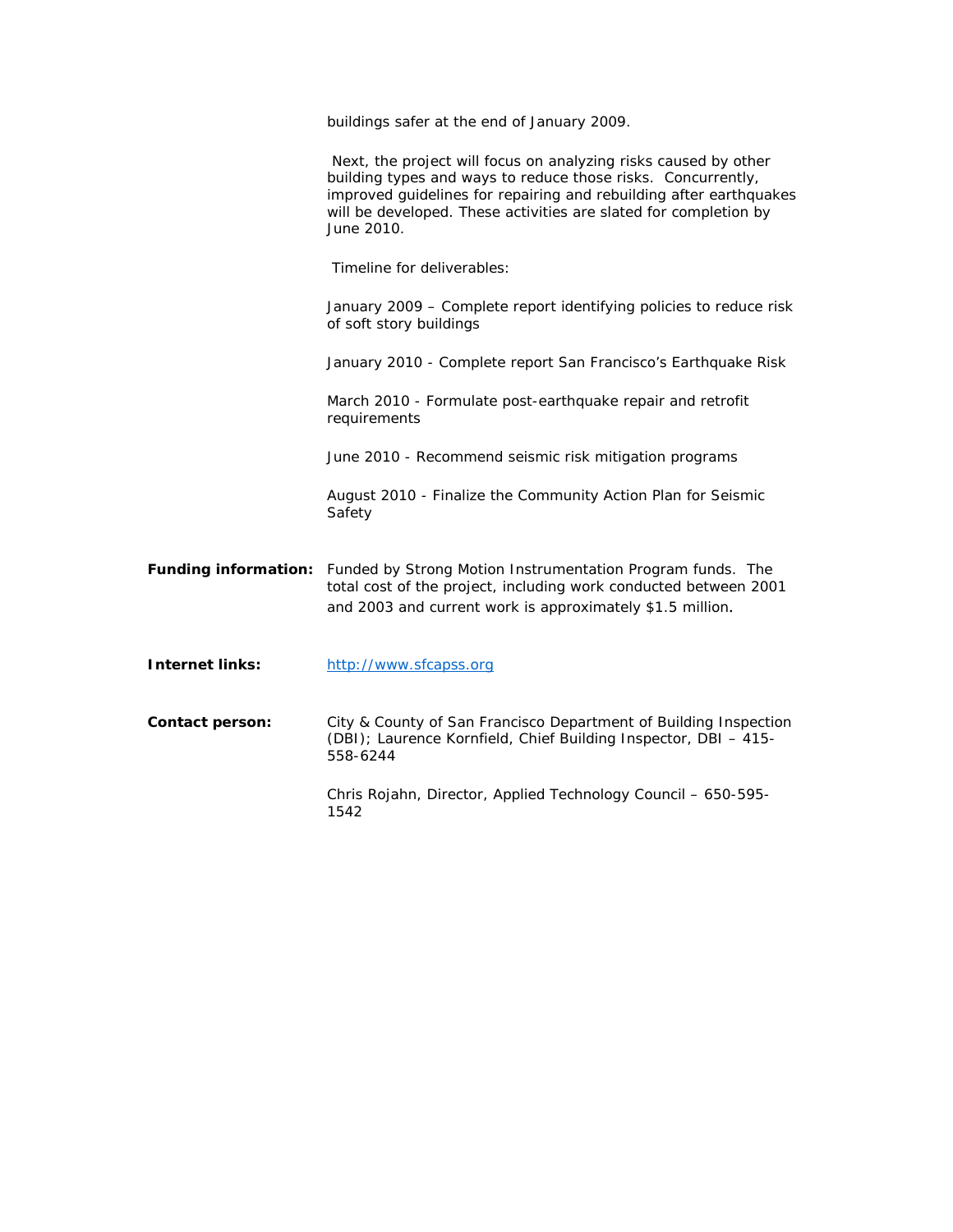buildings safer at the end of January 2009.

Next, the project will focus on analyzing risks caused by other building types and ways to reduce those risks. Concurrently, improved guidelines for repairing and rebuilding after earthquakes will be developed. These activities are slated for completion by June 2010.

Timeline for deliverables:

January 2009 – Complete report identifying policies to reduce risk of soft story buildings

January 2010 - Complete report San Francisco's Earthquake Risk

March 2010 - Formulate post-earthquake repair and retrofit requirements

June 2010 - Recommend seismic risk mitigation programs

August 2010 - Finalize the Community Action Plan for Seismic Safety

**Funding information:** Funded by Strong Motion Instrumentation Program funds. The total cost of the project, including work conducted between 2001 and 2003 and current work is approximately $1.5 million.

**Internet links:** http://www.sfcapss.org

**Contact person:** City & County of San Francisco Department of Building Inspection (DBI); Laurence Kornfield, Chief Building Inspector, DBI – 415-558-6244

Chris Rojahn, Director, Applied Technology Council – 650-595-1542